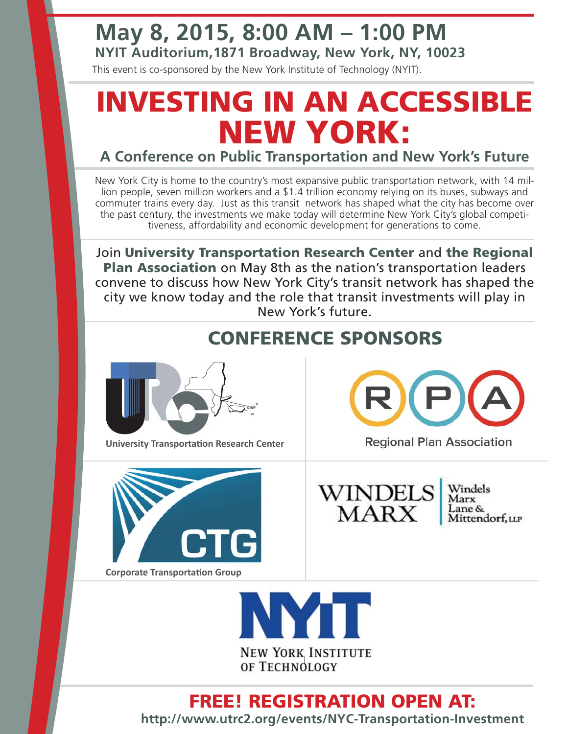## May 8, 2015, 8:00 AM – 1:00 PM

**NYIT Auditorium,1871 Broadway, New York, NY, 10023**

This event is co-sponsored by the New York Institute of Technology (NYIT).

# INVESTING IN AN ACCESSIBLE NEW YORK:

### A Conference on Public Transportation and New York's Future

New York City is home to the country's most expansive public transportation network, with 14 million people, seven million workers and a $1.4 trillion economy relying on its buses, subways and commuter trains every day. Just as this transit network has shaped what the city has become over the past century, the investments we make today will determine New York City's global competitiveness, affordability and economic development for generations to come.

Join **University Transportation Research Center** and **the Regional Plan Association** on May 8th as the nation's transportation leaders convene to discuss how New York City's transit network has shaped the city we know today and the role that transit investments will play in New York's future.

## CONFERENCE SPONSORS

University Transportation Research Center

Regional Plan Association

Corporate Transportation Group

WINDELS MARX — Windels Marx Lane & Mittendorf, LLP

NYIT — New York Institute of Technology

## FREE! REGISTRATION OPEN AT:

**http://www.utrc2.org/events/NYC-Transportation-Investment**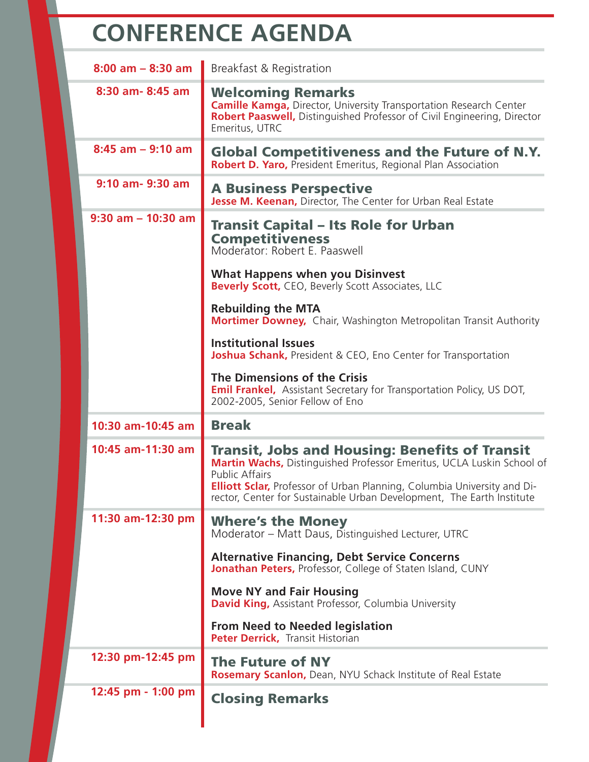# CONFERENCE AGENDA

| | |
|---|---|
| 8:00 am – 8:30 am | Breakfast & Registration |
| 8:30 am- 8:45 am | **Welcoming Remarks**<br>**Camille Kamga,** Director, University Transportation Research Center<br>**Robert Paaswell,** Distinguished Professor of Civil Engineering, Director Emeritus, UTRC |
| 8:45 am – 9:10 am | **Global Competitiveness and the Future of N.Y.**<br>**Robert D. Yaro,** President Emeritus, Regional Plan Association |
| 9:10 am- 9:30 am | **A Business Perspective**<br>**Jesse M. Keenan,** Director, The Center for Urban Real Estate |
| 9:30 am – 10:30 am | **Transit Capital – Its Role for Urban Competitiveness**<br>Moderator: Robert E. Paaswell<br><br>**What Happens when you Disinvest**<br>**Beverly Scott,** CEO, Beverly Scott Associates, LLC<br><br>**Rebuilding the MTA**<br>**Mortimer Downey,** Chair, Washington Metropolitan Transit Authority<br><br>**Institutional Issues**<br>**Joshua Schank,** President & CEO, Eno Center for Transportation<br><br>**The Dimensions of the Crisis**<br>**Emil Frankel,** Assistant Secretary for Transportation Policy, US DOT, 2002-2005, Senior Fellow of Eno |
| 10:30 am-10:45 am | **Break** |
| 10:45 am-11:30 am | **Transit, Jobs and Housing: Benefits of Transit**<br>**Martin Wachs,** Distinguished Professor Emeritus, UCLA Luskin School of Public Affairs<br>**Elliott Sclar,** Professor of Urban Planning, Columbia University and Director, Center for Sustainable Urban Development, The Earth Institute |
| 11:30 am-12:30 pm | **Where's the Money**<br>Moderator – Matt Daus, Distinguished Lecturer, UTRC<br><br>**Alternative Financing, Debt Service Concerns**<br>**Jonathan Peters,** Professor, College of Staten Island, CUNY<br><br>**Move NY and Fair Housing**<br>**David King,** Assistant Professor, Columbia University<br><br>**From Need to Needed legislation**<br>**Peter Derrick,** Transit Historian |
| 12:30 pm-12:45 pm | **The Future of NY**<br>**Rosemary Scanlon,** Dean, NYU Schack Institute of Real Estate |
| 12:45 pm - 1:00 pm | **Closing Remarks** |